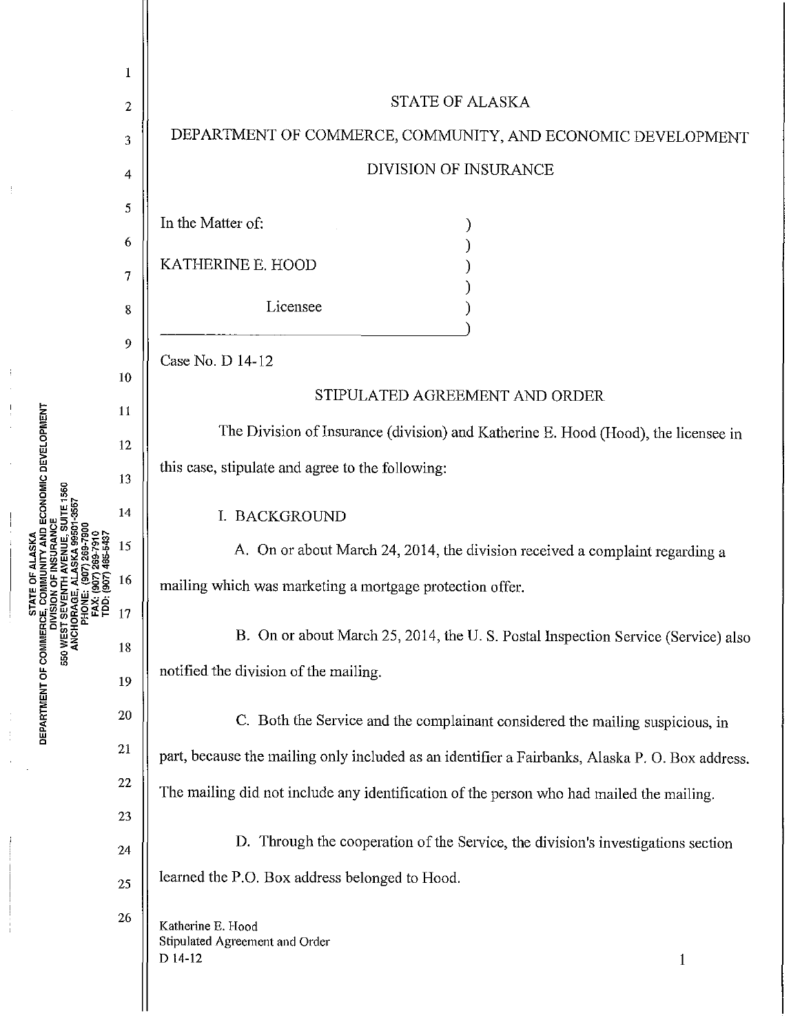STATE OF ALASKA

DEPARTMENT OF COMMERCE, COMMUNITY, AND ECONOMIC DEVELOPMENT

DIVISION OF INSURANCE

In the Matter of:

KATHERINE E. HOOD

Licensee

Case No. D 14-12

## STIPULATED AGREEMENT AND ORDER

The Division of Insurance (division) and Katherine E. Hood (Hood), the licensee in this case, stipulate and agree to the following:

I. BACKGROUND

A. On or about March 24, 2014, the division received a complaint regarding a mailing which was marketing a mortgage protection offer.

B. On or about March 25, 2014, the U. S. Postal Inspection Service (Service) also notified the division of the mailing.

C. Both the Service and the complainant considered the mailing suspicious, in part, because the mailing only included as an identifier a Fairbanks, Alaska P. O. Box address. The mailing did not include any identification of the person who had mailed the mailing.

D. Through the cooperation of the Service, the division's investigations section learned the P.O. Box address belonged to Hood.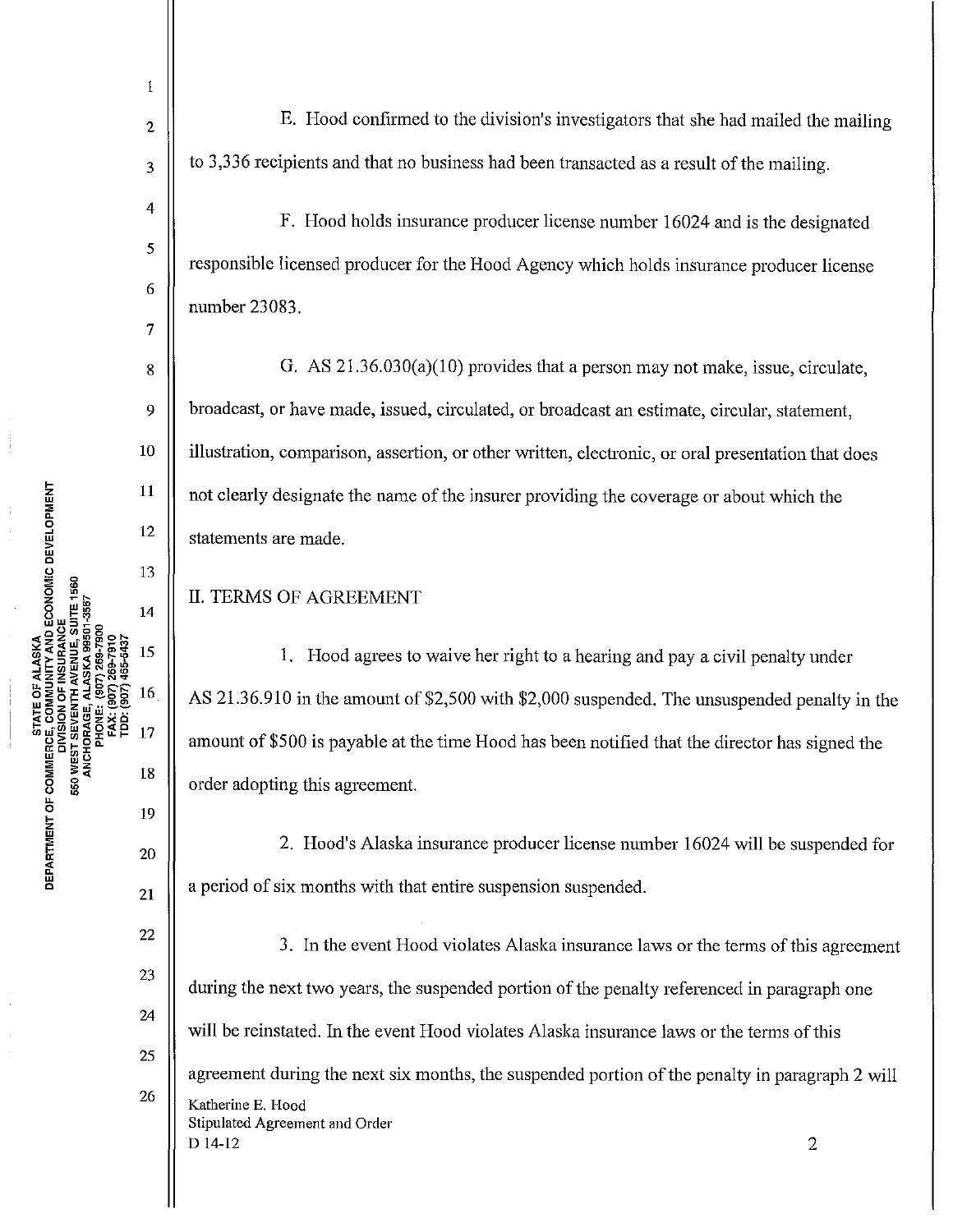E. Hood confirmed to the division's investigators that she had mailed the mailing to 3,336 recipients and that no business had been transacted as a result of the mailing.

F. Hood holds insurance producer license number 16024 and is the designated responsible licensed producer for the Hood Agency which holds insurance producer license number 23083.

G. AS 21.36.030(a)(10) provides that a person may not make, issue, circulate, broadcast, or have made, issued, circulated, or broadcast an estimate, circular, statement, illustration, comparison, assertion, or other written, electronic, or oral presentation that does not clearly designate the name of the insurer providing the coverage or about which the statements are made.

## II. TERMS OF AGREEMENT

1. Hood agrees to waive her right to a hearing and pay a civil penalty under AS 21.36.910 in the amount of $2,500 with $2,000 suspended. The unsuspended penalty in the amount of $500 is payable at the time Hood has been notified that the director has signed the order adopting this agreement.

2. Hood's Alaska insurance producer license number 16024 will be suspended for a period of six months with that entire suspension suspended.

3. In the event Hood violates Alaska insurance laws or the terms of this agreement during the next two years, the suspended portion of the penalty referenced in paragraph one will be reinstated. In the event Hood violates Alaska insurance laws or the terms of this agreement during the next six months, the suspended portion of the penalty in paragraph 2 will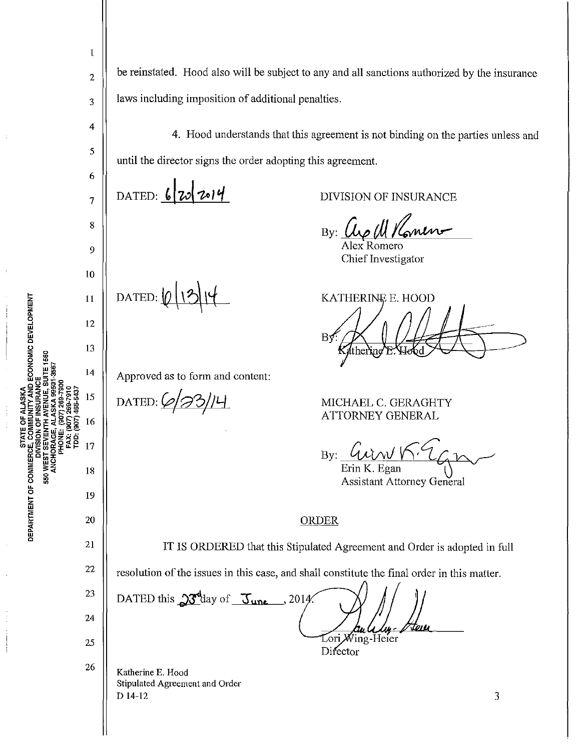be reinstated. Hood also will be subject to any and all sanctions authorized by the insurance laws including imposition of additional penalties.

4. Hood understands that this agreement is not binding on the parties unless and until the director signs the order adopting this agreement.

DATED: 6/20/2014

DIVISION OF INSURANCE

By: Alex Romero
Alex Romero
Chief Investigator

DATED: 6/13/14

KATHERINE E. HOOD

By: Katherine E. Hood
Katherine E. Hood

Approved as to form and content:

DATED: 6/23/14

MICHAEL C. GERAGHTY
ATTORNEY GENERAL

By: Erin K. Egan
Erin K. Egan
Assistant Attorney General

ORDER

IT IS ORDERED that this Stipulated Agreement and Order is adopted in full resolution of the issues in this case, and shall constitute the final order in this matter.

DATED this 23rd day of June, 2014.

Lori Wing-Heier
Lori Wing-Heier
Director

Katherine E. Hood
Stipulated Agreement and Order
D 14-12